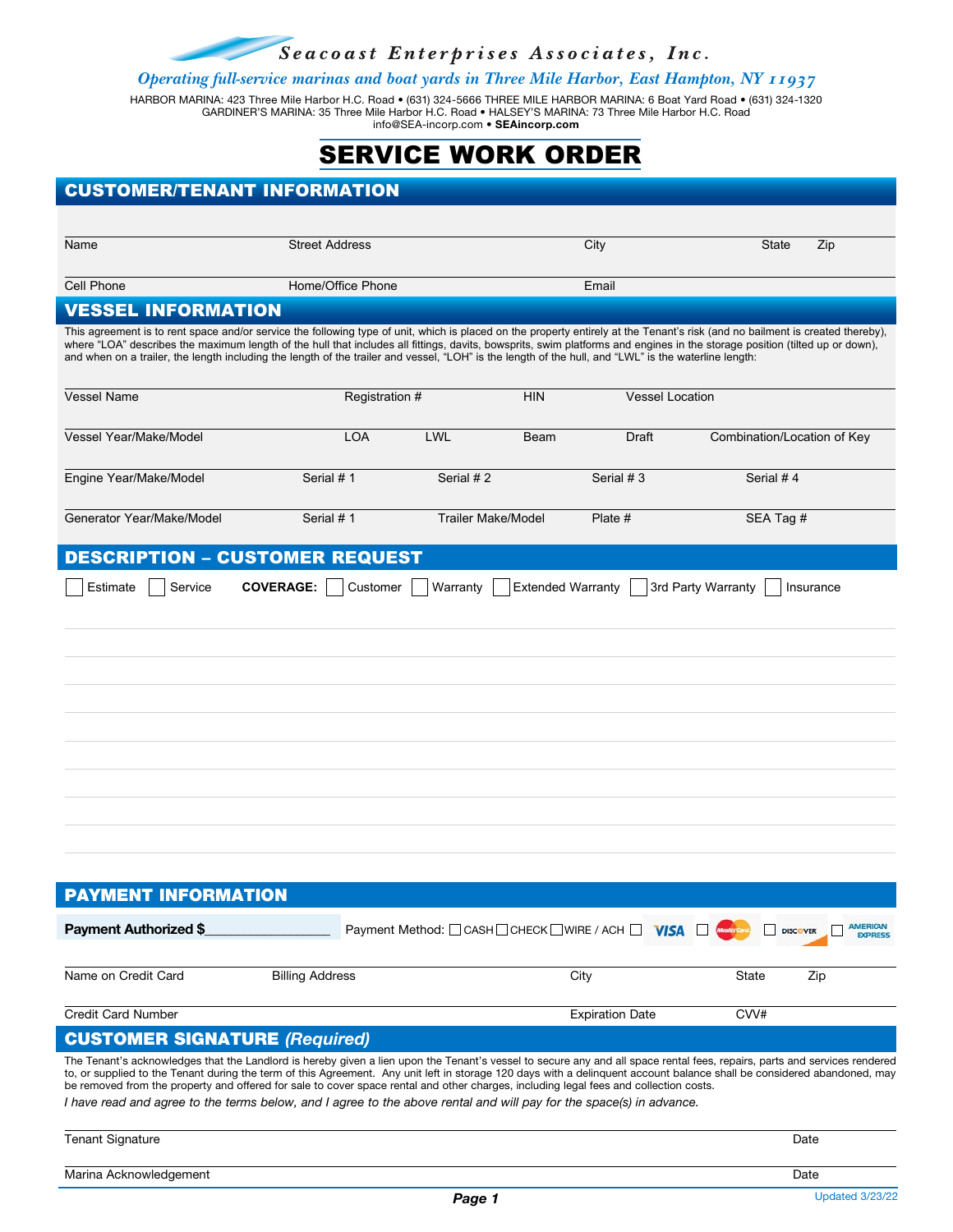*Seacoast Enterprises Associates, Inc.*

*Operating full-service marinas and boat yards in Three Mile Harbor, East Hampton, NY 11937*

HARBOR MARINA: 423 Three Mile Harbor H.C. Road • (631) 324-5666 THREE MILE HARBOR MARINA: 6 Boat Yard Road • (631) 324-1320
GARDINER'S MARINA: 35 Three Mile Harbor H.C. Road • HALSEY'S MARINA: 73 Three Mile Harbor H.C. Road
info@SEA-incorp.com • **SEAincorp.com**

# SERVICE WORK ORDER

## CUSTOMER/TENANT INFORMATION

| Name | Street Address | City | State | Zip |
|---|---|---|---|---|
| | | | | |

| Cell Phone | Home/Office Phone | Email |
|---|---|---|
| | | |

## VESSEL INFORMATION

This agreement is to rent space and/or service the following type of unit, which is placed on the property entirely at the Tenant's risk (and no bailment is created thereby), where "LOA" describes the maximum length of the hull that includes all fittings, davits, bowsprits, swim platforms and engines in the storage position (tilted up or down), and when on a trailer, the length including the length of the trailer and vessel, "LOH" is the length of the hull, and "LWL" is the waterline length:

| Vessel Name | Registration # | HIN | Vessel Location |
|---|---|---|---|
| | | | |

| Vessel Year/Make/Model | LOA | LWL | Beam | Draft | Combination/Location of Key |
|---|---|---|---|---|---|
| | | | | | |

| Engine Year/Make/Model | Serial # 1 | Serial # 2 | Serial # 3 | Serial # 4 |
|---|---|---|---|---|
| | | | | |

| Generator Year/Make/Model | Serial # 1 | Trailer Make/Model | Plate # | SEA Tag # |
|---|---|---|---|---|
| | | | | |

## DESCRIPTION – CUSTOMER REQUEST

☐ Estimate ☐ Service **COVERAGE:** ☐ Customer ☐ Warranty ☐ Extended Warranty ☐ 3rd Party Warranty ☐ Insurance

## PAYMENT INFORMATION

**Payment Authorized $**________________ Payment Method: ☐ CASH ☐ CHECK ☐ WIRE / ACH ☐ VISA ☐ MasterCard ☐ DISCOVER ☐ AMERICAN EXPRESS

| Name on Credit Card | Billing Address | City | State | Zip |
|---|---|---|---|---|
| | | | | |

| Credit Card Number | Expiration Date | CVV# |
|---|---|---|
| | | |

## CUSTOMER SIGNATURE *(Required)*

The Tenant's acknowledges that the Landlord is hereby given a lien upon the Tenant's vessel to secure any and all space rental fees, repairs, parts and services rendered to, or supplied to the Tenant during the term of this Agreement. Any unit left in storage 120 days with a delinquent account balance shall be considered abandoned, may be removed from the property and offered for sale to cover space rental and other charges, including legal fees and collection costs.

*I have read and agree to the terms below, and I agree to the above rental and will pay for the space(s) in advance.*

| Tenant Signature | Date |
|---|---|
| | |

| Marina Acknowledgement | Date |
|---|---|
| | |

Updated 3/23/22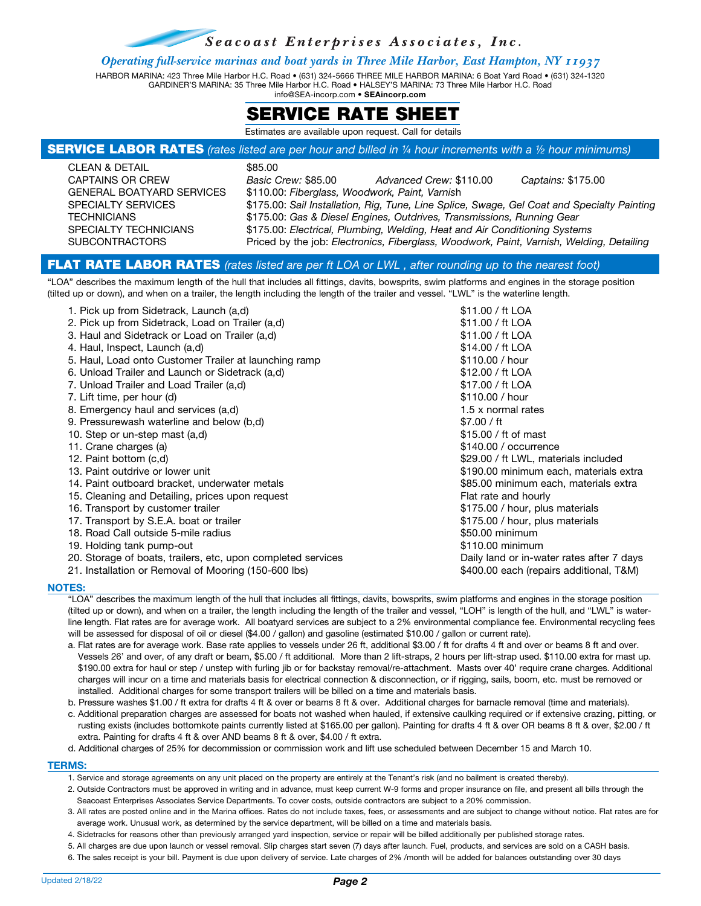*Seacoast Enterprises Associates, Inc.*

*Operating full-service marinas and boat yards in Three Mile Harbor, East Hampton, NY 11937*

HARBOR MARINA: 423 Three Mile Harbor H.C. Road • (631) 324-5666 THREE MILE HARBOR MARINA: 6 Boat Yard Road • (631) 324-1320
GARDINER'S MARINA: 35 Three Mile Harbor H.C. Road • HALSEY'S MARINA: 73 Three Mile Harbor H.C. Road
info@SEA-incorp.com • **SEAincorp.com**

# SERVICE RATE SHEET

Estimates are available upon request. Call for details

## SERVICE LABOR RATES *(rates listed are per hour and billed in ¼ hour increments with a ½ hour minimums)*

| | |
|---|---|
| CLEAN & DETAIL | $85.00 |
| CAPTAINS OR CREW | *Basic Crew:* $85.00 *Advanced Crew:* $110.00 *Captains:* $175.00 |
| GENERAL BOATYARD SERVICES | $110.00: *Fiberglass, Woodwork, Paint, Varnish* |
| SPECIALTY SERVICES | $175.00: *Sail Installation, Rig, Tune, Line Splice, Swage, Gel Coat and Specialty Painting* |
| TECHNICIANS | $175.00: *Gas & Diesel Engines, Outdrives, Transmissions, Running Gear* |
| SPECIALTY TECHNICIANS | $175.00: *Electrical, Plumbing, Welding, Heat and Air Conditioning Systems* |
| SUBCONTRACTORS | Priced by the job: *Electronics, Fiberglass, Woodwork, Paint, Varnish, Welding, Detailing* |

## FLAT RATE LABOR RATES *(rates listed are per ft LOA or LWL , after rounding up to the nearest foot)*

"LOA" describes the maximum length of the hull that includes all fittings, davits, bowsprits, swim platforms and engines in the storage position (tilted up or down), and when on a trailer, the length including the length of the trailer and vessel. "LWL" is the waterline length.

| | |
|---|---|
| 1. Pick up from Sidetrack, Launch (a,d) | $11.00 / ft LOA |
| 2. Pick up from Sidetrack, Load on Trailer (a,d) | $11.00 / ft LOA |
| 3. Haul and Sidetrack or Load on Trailer (a,d) | $11.00 / ft LOA |
| 4. Haul, Inspect, Launch (a,d) | $14.00 / ft LOA |
| 5. Haul, Load onto Customer Trailer at launching ramp | $110.00 / hour |
| 6. Unload Trailer and Launch or Sidetrack (a,d) | $12.00 / ft LOA |
| 7. Unload Trailer and Load Trailer (a,d) | $17.00 / ft LOA |
| 7. Lift time, per hour (d) | $110.00 / hour |
| 8. Emergency haul and services (a,d) | 1.5 x normal rates |
| 9. Pressurewash waterline and below (b,d) | $7.00 / ft |
| 10. Step or un-step mast (a,d) | $15.00 / ft of mast |
| 11. Crane charges (a) | $140.00 / occurrence |
| 12. Paint bottom (c,d) | $29.00 / ft LWL, materials included |
| 13. Paint outdrive or lower unit | $190.00 minimum each, materials extra |
| 14. Paint outboard bracket, underwater metals | $85.00 minimum each, materials extra |
| 15. Cleaning and Detailing, prices upon request | Flat rate and hourly |
| 16. Transport by customer trailer | $175.00 / hour, plus materials |
| 17. Transport by S.E.A. boat or trailer | $175.00 / hour, plus materials |
| 18. Road Call outside 5-mile radius | $50.00 minimum |
| 19. Holding tank pump-out | $110.00 minimum |
| 20. Storage of boats, trailers, etc, upon completed services | Daily land or in-water rates after 7 days |
| 21. Installation or Removal of Mooring (150-600 lbs) | $400.00 each (repairs additional, T&M) |

### NOTES:

"LOA" describes the maximum length of the hull that includes all fittings, davits, bowsprits, swim platforms and engines in the storage position (tilted up or down), and when on a trailer, the length including the length of the trailer and vessel, "LOH" is length of the hull, and "LWL" is waterline length. Flat rates are for average work. All boatyard services are subject to a 2% environmental compliance fee. Environmental recycling fees will be assessed for disposal of oil or diesel ($4.00 / gallon) and gasoline (estimated $10.00 / gallon or current rate).

a. Flat rates are for average work. Base rate applies to vessels under 26 ft, additional $3.00 / ft for drafts 4 ft and over or beams 8 ft and over. Vessels 26' and over, of any draft or beam, $5.00 / ft additional. More than 2 lift-straps, 2 hours per lift-strap used. $110.00 extra for mast up. $190.00 extra for haul or step / unstep with furling jib or for backstay removal/re-attachment. Masts over 40' require crane charges. Additional charges will incur on a time and materials basis for electrical connection & disconnection, or if rigging, sails, boom, etc. must be removed or installed. Additional charges for some transport trailers will be billed on a time and materials basis.

b. Pressure washes $1.00 / ft extra for drafts 4 ft & over or beams 8 ft & over. Additional charges for barnacle removal (time and materials).

c. Additional preparation charges are assessed for boats not washed when hauled, if extensive caulking required or if extensive crazing, pitting, or rusting exists (includes bottomkote paints currently listed at $165.00 per gallon). Painting for drafts 4 ft & over OR beams 8 ft & over, $2.00 / ft extra. Painting for drafts 4 ft & over AND beams 8 ft & over, $4.00 / ft extra.

d. Additional charges of 25% for decommission or commission work and lift use scheduled between December 15 and March 10.

### TERMS:

1. Service and storage agreements on any unit placed on the property are entirely at the Tenant's risk (and no bailment is created thereby).
2. Outside Contractors must be approved in writing and in advance, must keep current W-9 forms and proper insurance on file, and present all bills through the Seacoast Enterprises Associates Service Departments. To cover costs, outside contractors are subject to a 20% commission.
3. All rates are posted online and in the Marina offices. Rates do not include taxes, fees, or assessments and are subject to change without notice. Flat rates are for average work. Unusual work, as determined by the service department, will be billed on a time and materials basis.
4. Sidetracks for reasons other than previously arranged yard inspection, service or repair will be billed additionally per published storage rates.
5. All charges are due upon launch or vessel removal. Slip charges start seven (7) days after launch. Fuel, products, and services are sold on a CASH basis.
6. The sales receipt is your bill. Payment is due upon delivery of service. Late charges of 2% /month will be added for balances outstanding over 30 days

Updated 2/18/22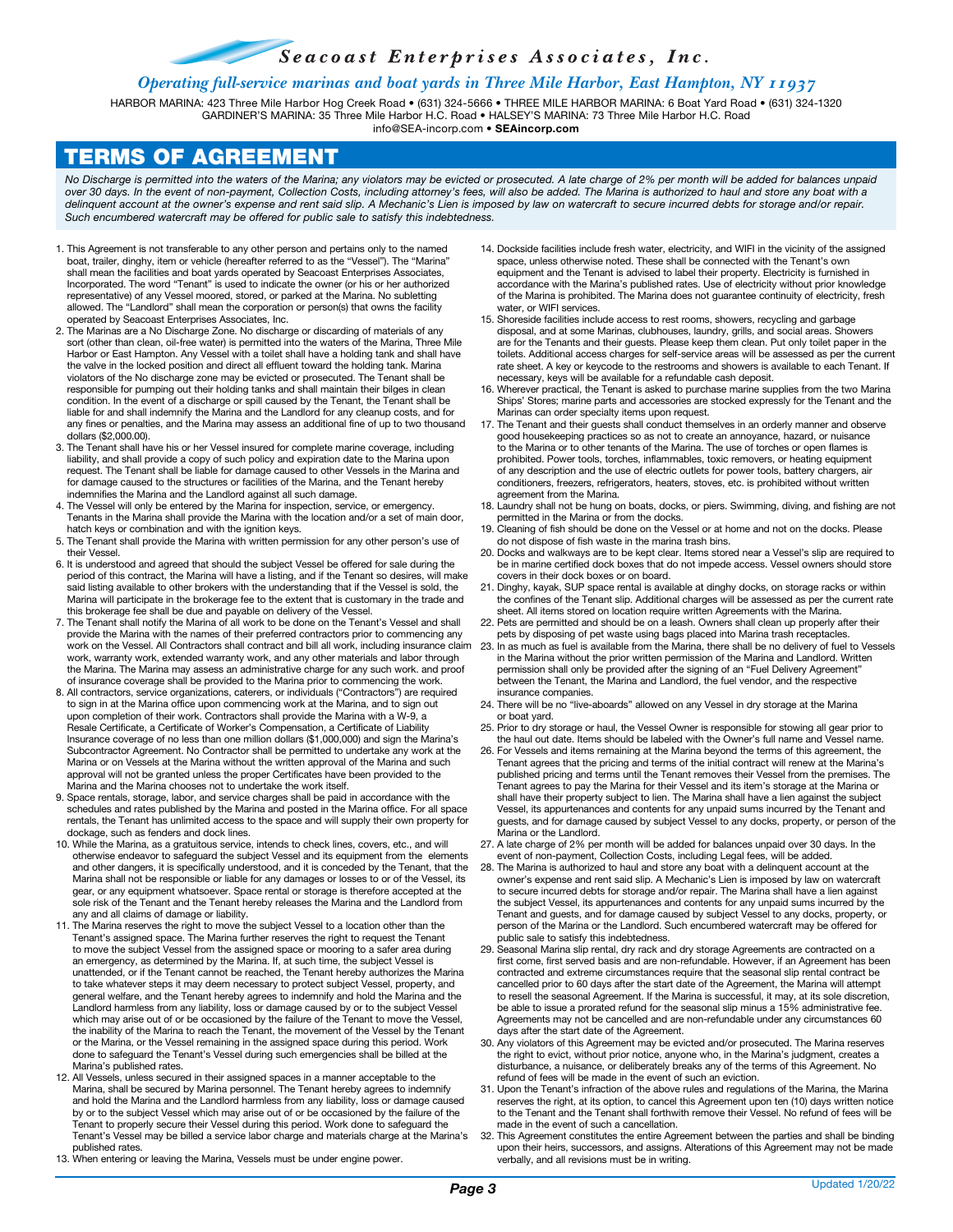*Seacoast Enterprises Associates, Inc.*

*Operating full-service marinas and boat yards in Three Mile Harbor, East Hampton, NY 11937*

HARBOR MARINA: 423 Three Mile Harbor Hog Creek Road • (631) 324-5666 • THREE MILE HARBOR MARINA: 6 Boat Yard Road • (631) 324-1320
GARDINER'S MARINA: 35 Three Mile Harbor H.C. Road • HALSEY'S MARINA: 73 Three Mile Harbor H.C. Road
info@SEA-incorp.com • **SEAincorp.com**

# TERMS OF AGREEMENT

*No Discharge is permitted into the waters of the Marina; any violators may be evicted or prosecuted. A late charge of 2% per month will be added for balances unpaid over 30 days. In the event of non-payment, Collection Costs, including attorney's fees, will also be added. The Marina is authorized to haul and store any boat with a delinquent account at the owner's expense and rent said slip. A Mechanic's Lien is imposed by law on watercraft to secure incurred debts for storage and/or repair. Such encumbered watercraft may be offered for public sale to satisfy this indebtedness.*

1. This Agreement is not transferable to any other person and pertains only to the named boat, trailer, dinghy, item or vehicle (hereafter referred to as the "Vessel"). The "Marina" shall mean the facilities and boat yards operated by Seacoast Enterprises Associates, Incorporated. The word "Tenant" is used to indicate the owner (or his or her authorized representative) of any Vessel moored, stored, or parked at the Marina. No subletting allowed. The "Landlord" shall mean the corporation or person(s) that owns the facility operated by Seacoast Enterprises Associates, Inc.
2. The Marinas are a No Discharge Zone. No discharge or discarding of materials of any sort (other than clean, oil-free water) is permitted into the waters of the Marina, Three Mile Harbor or East Hampton. Any Vessel with a toilet shall have a holding tank and shall have the valve in the locked position and direct all effluent toward the holding tank. Marina violators of the No discharge zone may be evicted or prosecuted. The Tenant shall be responsible for pumping out their holding tanks and shall maintain their bilges in clean condition. In the event of a discharge or spill caused by the Tenant, the Tenant shall be liable for and shall indemnify the Marina and the Landlord for any cleanup costs, and for any fines or penalties, and the Marina may assess an additional fine of up to two thousand dollars ($2,000.00).
3. The Tenant shall have his or her Vessel insured for complete marine coverage, including liability, and shall provide a copy of such policy and expiration date to the Marina upon request. The Tenant shall be liable for damage caused to other Vessels in the Marina and for damage caused to the structures or facilities of the Marina, and the Tenant hereby indemnifies the Marina and the Landlord against all such damage.
4. The Vessel will only be entered by the Marina for inspection, service, or emergency. Tenants in the Marina shall provide the Marina with the location and/or a set of main door, hatch keys or combination and with the ignition keys.
5. The Tenant shall provide the Marina with written permission for any other person's use of their Vessel.
6. It is understood and agreed that should the subject Vessel be offered for sale during the period of this contract, the Marina will have a listing, and if the Tenant so desires, will make said listing available to other brokers with the understanding that if the Vessel is sold, the Marina will participate in the brokerage fee to the extent that is customary in the trade and this brokerage fee shall be due and payable on delivery of the Vessel.
7. The Tenant shall notify the Marina of all work to be done on the Tenant's Vessel and shall provide the Marina with the names of their preferred contractors prior to commencing any work on the Vessel. All Contractors shall contract and bill all work, including insurance claim work, warranty work, extended warranty work, and any other materials and labor through the Marina. The Marina may assess an administrative charge for any such work. and proof of insurance coverage shall be provided to the Marina prior to commencing the work.
8. All contractors, service organizations, caterers, or individuals ("Contractors") are required to sign in at the Marina office upon commencing work at the Marina, and to sign out upon completion of their work. Contractors shall provide the Marina with a W-9, a Resale Certificate, a Certificate of Worker's Compensation, a Certificate of Liability Insurance coverage of no less than one million dollars ($1,000,000) and sign the Marina's Subcontractor Agreement. No Contractor shall be permitted to undertake any work at the Marina or on Vessels at the Marina without the written approval of the Marina and such approval will not be granted unless the proper Certificates have been provided to the Marina and the Marina chooses not to undertake the work itself.
9. Space rentals, storage, labor, and service charges shall be paid in accordance with the schedules and rates published by the Marina and posted in the Marina office. For all space rentals, the Tenant has unlimited access to the space and will supply their own property for dockage, such as fenders and dock lines.
10. While the Marina, as a gratuitous service, intends to check lines, covers, etc., and will otherwise endeavor to safeguard the subject Vessel and its equipment from the elements and other dangers, it is specifically understood, and it is conceded by the Tenant, that the Marina shall not be responsible or liable for any damages or losses to or of the Vessel, its gear, or any equipment whatsoever. Space rental or storage is therefore accepted at the sole risk of the Tenant and the Tenant hereby releases the Marina and the Landlord from any and all claims of damage or liability.
11. The Marina reserves the right to move the subject Vessel to a location other than the Tenant's assigned space. The Marina further reserves the right to request the Tenant to move the subject Vessel from the assigned space or mooring to a safer area during an emergency, as determined by the Marina. If, at such time, the subject Vessel is unattended, or if the Tenant cannot be reached, the Tenant hereby authorizes the Marina to take whatever steps it may deem necessary to protect subject Vessel, property, and general welfare, and the Tenant hereby agrees to indemnify and hold the Marina and the Landlord harmless from any liability, loss or damage caused by or to the subject Vessel which may arise out of or be occasioned by the failure of the Tenant to move the Vessel, the inability of the Marina to reach the Tenant, the movement of the Vessel by the Tenant or the Marina, or the Vessel remaining in the assigned space during this period. Work done to safeguard the Tenant's Vessel during such emergencies shall be billed at the Marina's published rates.
12. All Vessels, unless secured in their assigned spaces in a manner acceptable to the Marina, shall be secured by Marina personnel. The Tenant hereby agrees to indemnify and hold the Marina and the Landlord harmless from any liability, loss or damage caused by or to the subject Vessel which may arise out of or be occasioned by the failure of the Tenant to properly secure their Vessel during this period. Work done to safeguard the Tenant's Vessel may be billed a service labor charge and materials charge at the Marina's published rates.
13. When entering or leaving the Marina, Vessels must be under engine power.
14. Dockside facilities include fresh water, electricity, and WIFI in the vicinity of the assigned space, unless otherwise noted. These shall be connected with the Tenant's own equipment and the Tenant is advised to label their property. Electricity is furnished in accordance with the Marina's published rates. Use of electricity without prior knowledge of the Marina is prohibited. The Marina does not guarantee continuity of electricity, fresh water, or WIFI services.
15. Shoreside facilities include access to rest rooms, showers, recycling and garbage disposal, and at some Marinas, clubhouses, laundry, grills, and social areas. Showers are for the Tenants and their guests. Please keep them clean. Put only toilet paper in the toilets. Additional access charges for self-service areas will be assessed as per the current rate sheet. A key or keycode to the restrooms and showers is available to each Tenant. If necessary, keys will be available for a refundable cash deposit.
16. Wherever practical, the Tenant is asked to purchase marine supplies from the two Marina Ships' Stores; marine parts and accessories are stocked expressly for the Tenant and the Marinas can order specialty items upon request.
17. The Tenant and their guests shall conduct themselves in an orderly manner and observe good housekeeping practices so as not to create an annoyance, hazard, or nuisance to the Marina or to other tenants of the Marina. The use of torches or open flames is prohibited. Power tools, torches, inflammables, toxic removers, or heating equipment of any description and the use of electric outlets for power tools, battery chargers, air conditioners, freezers, refrigerators, heaters, stoves, etc. is prohibited without written agreement from the Marina.
18. Laundry shall not be hung on boats, docks, or piers. Swimming, diving, and fishing are not permitted in the Marina or from the docks.
19. Cleaning of fish should be done on the Vessel or at home and not on the docks. Please do not dispose of fish waste in the marina trash bins.
20. Docks and walkways are to be kept clear. Items stored near a Vessel's slip are required to be in marine certified dock boxes that do not impede access. Vessel owners should store covers in their dock boxes or on board.
21. Dinghy, kayak, SUP space rental is available at dinghy docks, on storage racks or within the confines of the Tenant slip. Additional charges will be assessed as per the current rate sheet. All items stored on location require written Agreements with the Marina.
22. Pets are permitted and should be on a leash. Owners shall clean up properly after their pets by disposing of pet waste using bags placed into Marina trash receptacles.
23. In as much as fuel is available from the Marina, there shall be no delivery of fuel to Vessels in the Marina without the prior written permission of the Marina and Landlord. Written permission shall only be provided after the signing of an "Fuel Delivery Agreement" between the Tenant, the Marina and Landlord, the fuel vendor, and the respective insurance companies.
24. There will be no "live-aboards" allowed on any Vessel in dry storage at the Marina or boat yard.
25. Prior to dry storage or haul, the Vessel Owner is responsible for stowing all gear prior to the haul out date. Items should be labeled with the Owner's full name and Vessel name.
26. For Vessels and items remaining at the Marina beyond the terms of this agreement, the Tenant agrees that the pricing and terms of the initial contract will renew at the Marina's published pricing and terms until the Tenant removes their Vessel from the premises. The Tenant agrees to pay the Marina for their Vessel and its item's storage at the Marina or shall have their property subject to lien. The Marina shall have a lien against the subject Vessel, its appurtenances and contents for any unpaid sums incurred by the Tenant and guests, and for damage caused by subject Vessel to any docks, property, or person of the Marina or the Landlord.
27. A late charge of 2% per month will be added for balances unpaid over 30 days. In the event of non-payment, Collection Costs, including Legal fees, will be added.
28. The Marina is authorized to haul and store any boat with a delinquent account at the owner's expense and rent said slip. A Mechanic's Lien is imposed by law on watercraft to secure incurred debts for storage and/or repair. The Marina shall have a lien against the subject Vessel, its appurtenances and contents for any unpaid sums incurred by the Tenant and guests, and for damage caused by subject Vessel to any docks, property, or person of the Marina or the Landlord. Such encumbered watercraft may be offered for public sale to satisfy this indebtedness.
29. Seasonal Marina slip rental, dry rack and dry storage Agreements are contracted on a first come, first served basis and are non-refundable. However, if an Agreement has been contracted and extreme circumstances require that the seasonal slip rental contract be cancelled prior to 60 days after the start date of the Agreement, the Marina will attempt to resell the seasonal Agreement. If the Marina is successful, it may, at its sole discretion, be able to issue a prorated refund for the seasonal slip minus a 15% administrative fee. Agreements may not be cancelled and are non-refundable under any circumstances 60 days after the start date of the Agreement.
30. Any violators of this Agreement may be evicted and/or prosecuted. The Marina reserves the right to evict, without prior notice, anyone who, in the Marina's judgment, creates a disturbance, a nuisance, or deliberately breaks any of the terms of this Agreement. No refund of fees will be made in the event of such an eviction.
31. Upon the Tenant's infraction of the above rules and regulations of the Marina, the Marina reserves the right, at its option, to cancel this Agreement upon ten (10) days written notice to the Tenant and the Tenant shall forthwith remove their Vessel. No refund of fees will be made in the event of such a cancellation.
32. This Agreement constitutes the entire Agreement between the parties and shall be binding upon their heirs, successors, and assigns. Alterations of this Agreement may not be made verbally, and all revisions must be in writing.

Updated 1/20/22